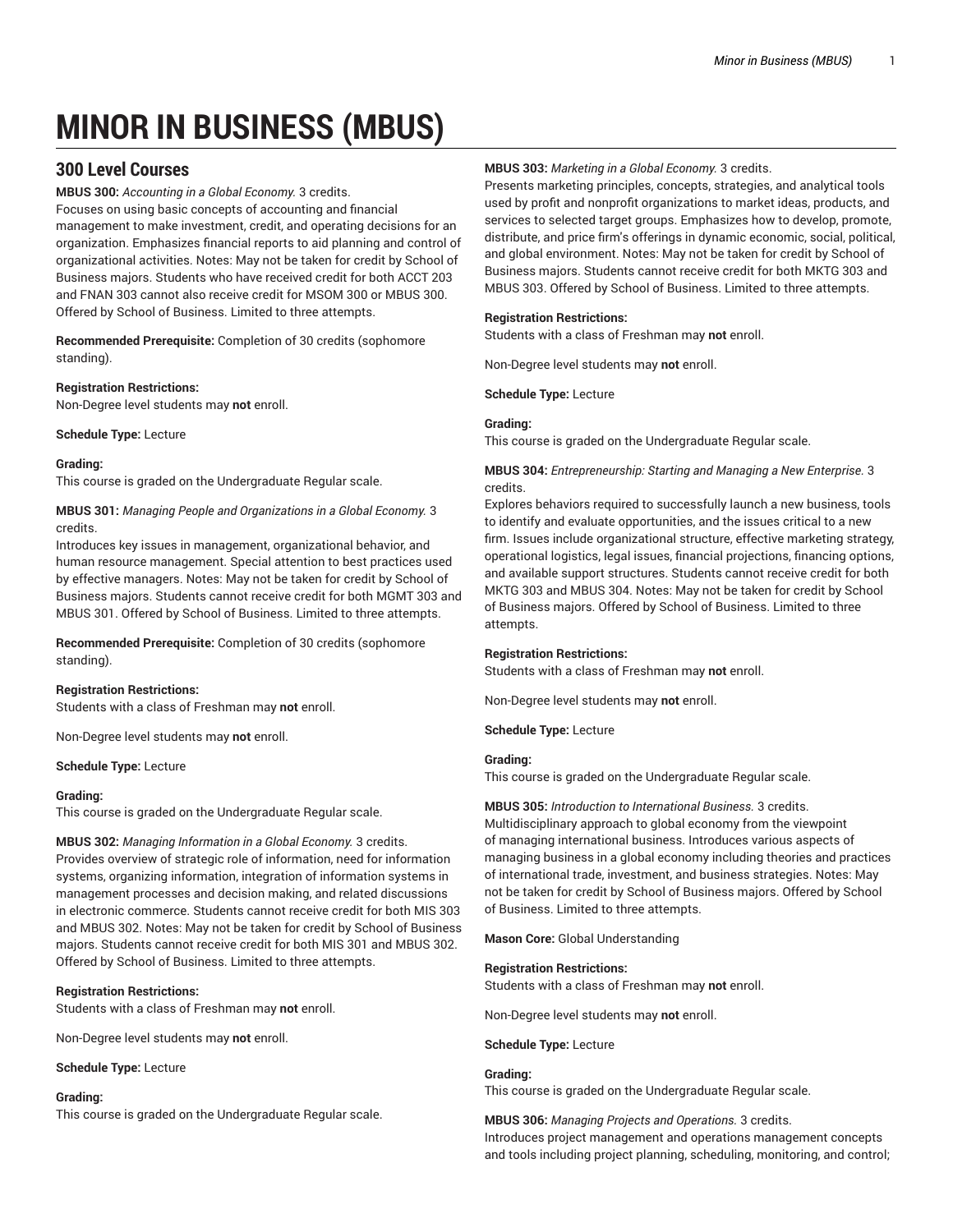# MINOR IN BUSINESS (MBUS)

## 300 Level Courses

**MBUS 300:** *Accounting in a Global Economy.* 3 credits.
Focuses on using basic concepts of accounting and financial management to make investment, credit, and operating decisions for an organization. Emphasizes financial reports to aid planning and control of organizational activities. Notes: May not be taken for credit by School of Business majors. Students who have received credit for both ACCT 203 and FNAN 303 cannot also receive credit for MSOM 300 or MBUS 300. Offered by School of Business. Limited to three attempts.

**Recommended Prerequisite:** Completion of 30 credits (sophomore standing).

**Registration Restrictions:**
Non-Degree level students may **not** enroll.

**Schedule Type:** Lecture

**Grading:**
This course is graded on the Undergraduate Regular scale.

**MBUS 301:** *Managing People and Organizations in a Global Economy.* 3 credits.
Introduces key issues in management, organizational behavior, and human resource management. Special attention to best practices used by effective managers. Notes: May not be taken for credit by School of Business majors. Students cannot receive credit for both MGMT 303 and MBUS 301. Offered by School of Business. Limited to three attempts.

**Recommended Prerequisite:** Completion of 30 credits (sophomore standing).

**Registration Restrictions:**
Students with a class of Freshman may **not** enroll.

Non-Degree level students may **not** enroll.

**Schedule Type:** Lecture

**Grading:**
This course is graded on the Undergraduate Regular scale.

**MBUS 302:** *Managing Information in a Global Economy.* 3 credits.
Provides overview of strategic role of information, need for information systems, organizing information, integration of information systems in management processes and decision making, and related discussions in electronic commerce. Students cannot receive credit for both MIS 303 and MBUS 302. Notes: May not be taken for credit by School of Business majors. Students cannot receive credit for both MIS 301 and MBUS 302. Offered by School of Business. Limited to three attempts.

**Registration Restrictions:**
Students with a class of Freshman may **not** enroll.

Non-Degree level students may **not** enroll.

**Schedule Type:** Lecture

**Grading:**
This course is graded on the Undergraduate Regular scale.

**MBUS 303:** *Marketing in a Global Economy.* 3 credits.
Presents marketing principles, concepts, strategies, and analytical tools used by profit and nonprofit organizations to market ideas, products, and services to selected target groups. Emphasizes how to develop, promote, distribute, and price firm's offerings in dynamic economic, social, political, and global environment. Notes: May not be taken for credit by School of Business majors. Students cannot receive credit for both MKTG 303 and MBUS 303. Offered by School of Business. Limited to three attempts.

**Registration Restrictions:**
Students with a class of Freshman may **not** enroll.

Non-Degree level students may **not** enroll.

**Schedule Type:** Lecture

**Grading:**
This course is graded on the Undergraduate Regular scale.

**MBUS 304:** *Entrepreneurship: Starting and Managing a New Enterprise.* 3 credits.
Explores behaviors required to successfully launch a new business, tools to identify and evaluate opportunities, and the issues critical to a new firm. Issues include organizational structure, effective marketing strategy, operational logistics, legal issues, financial projections, financing options, and available support structures. Students cannot receive credit for both MKTG 303 and MBUS 304. Notes: May not be taken for credit by School of Business majors. Offered by School of Business. Limited to three attempts.

**Registration Restrictions:**
Students with a class of Freshman may **not** enroll.

Non-Degree level students may **not** enroll.

**Schedule Type:** Lecture

**Grading:**
This course is graded on the Undergraduate Regular scale.

**MBUS 305:** *Introduction to International Business.* 3 credits.
Multidisciplinary approach to global economy from the viewpoint of managing international business. Introduces various aspects of managing business in a global economy including theories and practices of international trade, investment, and business strategies. Notes: May not be taken for credit by School of Business majors. Offered by School of Business. Limited to three attempts.

**Mason Core:** Global Understanding

**Registration Restrictions:**
Students with a class of Freshman may **not** enroll.

Non-Degree level students may **not** enroll.

**Schedule Type:** Lecture

**Grading:**
This course is graded on the Undergraduate Regular scale.

**MBUS 306:** *Managing Projects and Operations.* 3 credits.
Introduces project management and operations management concepts and tools including project planning, scheduling, monitoring, and control;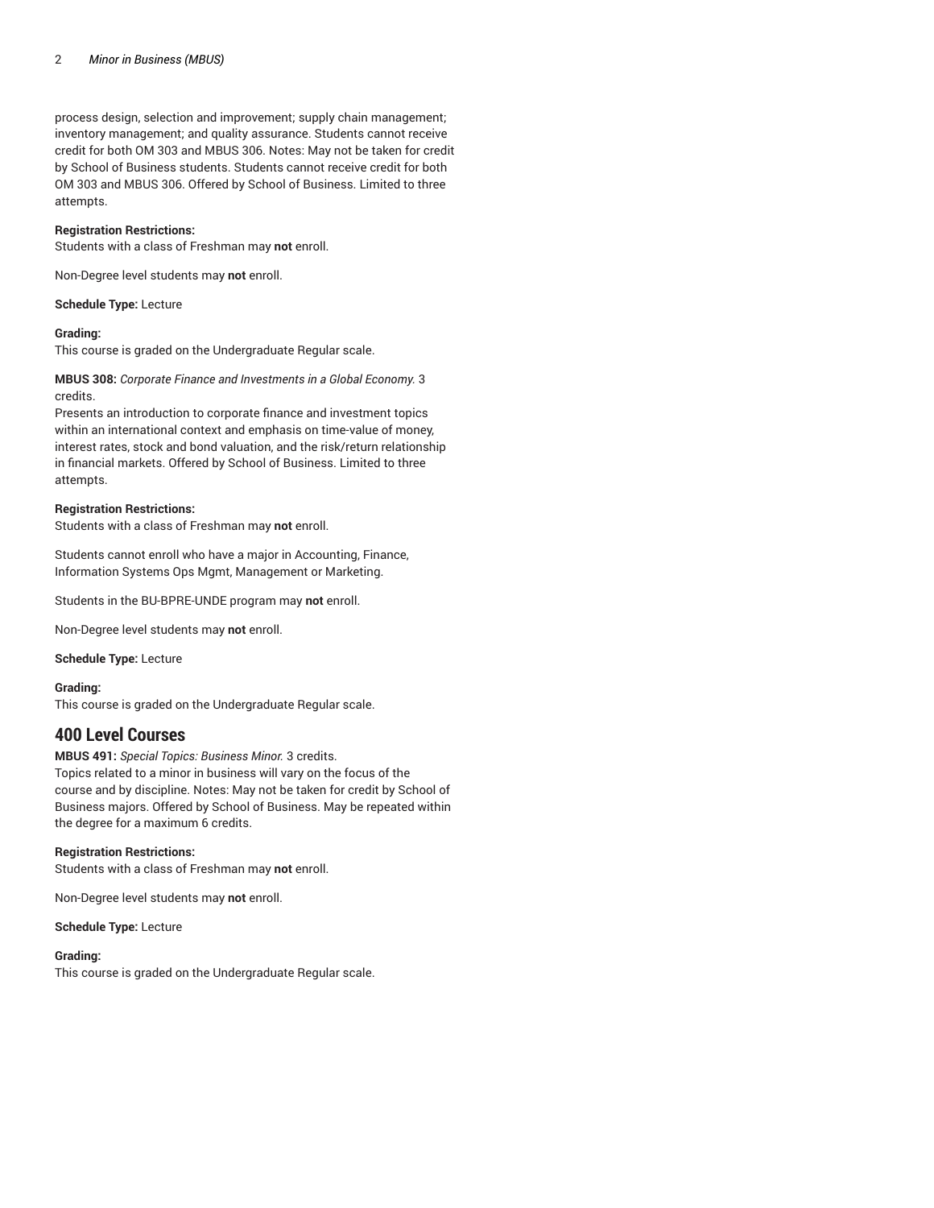process design, selection and improvement; supply chain management; inventory management; and quality assurance. Students cannot receive credit for both OM 303 and MBUS 306. Notes: May not be taken for credit by School of Business students. Students cannot receive credit for both OM 303 and MBUS 306. Offered by School of Business. Limited to three attempts.

**Registration Restrictions:**
Students with a class of Freshman may **not** enroll.

Non-Degree level students may **not** enroll.

**Schedule Type:** Lecture

**Grading:**
This course is graded on the Undergraduate Regular scale.

**MBUS 308:** *Corporate Finance and Investments in a Global Economy.* 3 credits.
Presents an introduction to corporate finance and investment topics within an international context and emphasis on time-value of money, interest rates, stock and bond valuation, and the risk/return relationship in financial markets. Offered by School of Business. Limited to three attempts.

**Registration Restrictions:**
Students with a class of Freshman may **not** enroll.

Students cannot enroll who have a major in Accounting, Finance, Information Systems Ops Mgmt, Management or Marketing.

Students in the BU-BPRE-UNDE program may **not** enroll.

Non-Degree level students may **not** enroll.

**Schedule Type:** Lecture

**Grading:**
This course is graded on the Undergraduate Regular scale.

## 400 Level Courses

**MBUS 491:** *Special Topics: Business Minor.* 3 credits.
Topics related to a minor in business will vary on the focus of the course and by discipline. Notes: May not be taken for credit by School of Business majors. Offered by School of Business. May be repeated within the degree for a maximum 6 credits.

**Registration Restrictions:**
Students with a class of Freshman may **not** enroll.

Non-Degree level students may **not** enroll.

**Schedule Type:** Lecture

**Grading:**
This course is graded on the Undergraduate Regular scale.